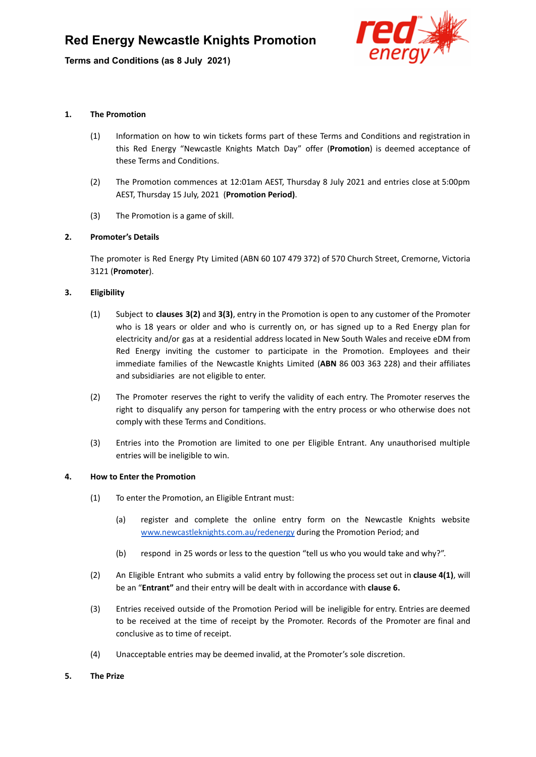# Red Energy Newcastle Knights Promotion

**Terms and Conditions (as 8 July 2021)**

## 1. The Promotion

(1) Information on how to win tickets forms part of these Terms and Conditions and registration in this Red Energy "Newcastle Knights Match Day" offer (**Promotion**) is deemed acceptance of these Terms and Conditions.

(2) The Promotion commences at 12:01am AEST, Thursday 8 July 2021 and entries close at 5:00pm AEST, Thursday 15 July, 2021 (**Promotion Period)**.

(3) The Promotion is a game of skill.

## 2. Promoter's Details

The promoter is Red Energy Pty Limited (ABN 60 107 479 372) of 570 Church Street, Cremorne, Victoria 3121 (**Promoter**).

## 3. Eligibility

(1) Subject to **clauses 3(2)** and **3(3)**, entry in the Promotion is open to any customer of the Promoter who is 18 years or older and who is currently on, or has signed up to a Red Energy plan for electricity and/or gas at a residential address located in New South Wales and receive eDM from Red Energy inviting the customer to participate in the Promotion. Employees and their immediate families of the Newcastle Knights Limited (**ABN** 86 003 363 228) and their affiliates and subsidiaries are not eligible to enter.

(2) The Promoter reserves the right to verify the validity of each entry. The Promoter reserves the right to disqualify any person for tampering with the entry process or who otherwise does not comply with these Terms and Conditions.

(3) Entries into the Promotion are limited to one per Eligible Entrant. Any unauthorised multiple entries will be ineligible to win.

## 4. How to Enter the Promotion

(1) To enter the Promotion, an Eligible Entrant must:

(a) register and complete the online entry form on the Newcastle Knights website [www.newcastleknights.com.au/redenergy](http://www.newcastleknights.com.au/redenergy) during the Promotion Period; and

(b) respond in 25 words or less to the question "tell us who you would take and why?".

(2) An Eligible Entrant who submits a valid entry by following the process set out in **clause 4(1)**, will be an "**Entrant"** and their entry will be dealt with in accordance with **clause 6.**

(3) Entries received outside of the Promotion Period will be ineligible for entry. Entries are deemed to be received at the time of receipt by the Promoter. Records of the Promoter are final and conclusive as to time of receipt.

(4) Unacceptable entries may be deemed invalid, at the Promoter's sole discretion.

## 5. The Prize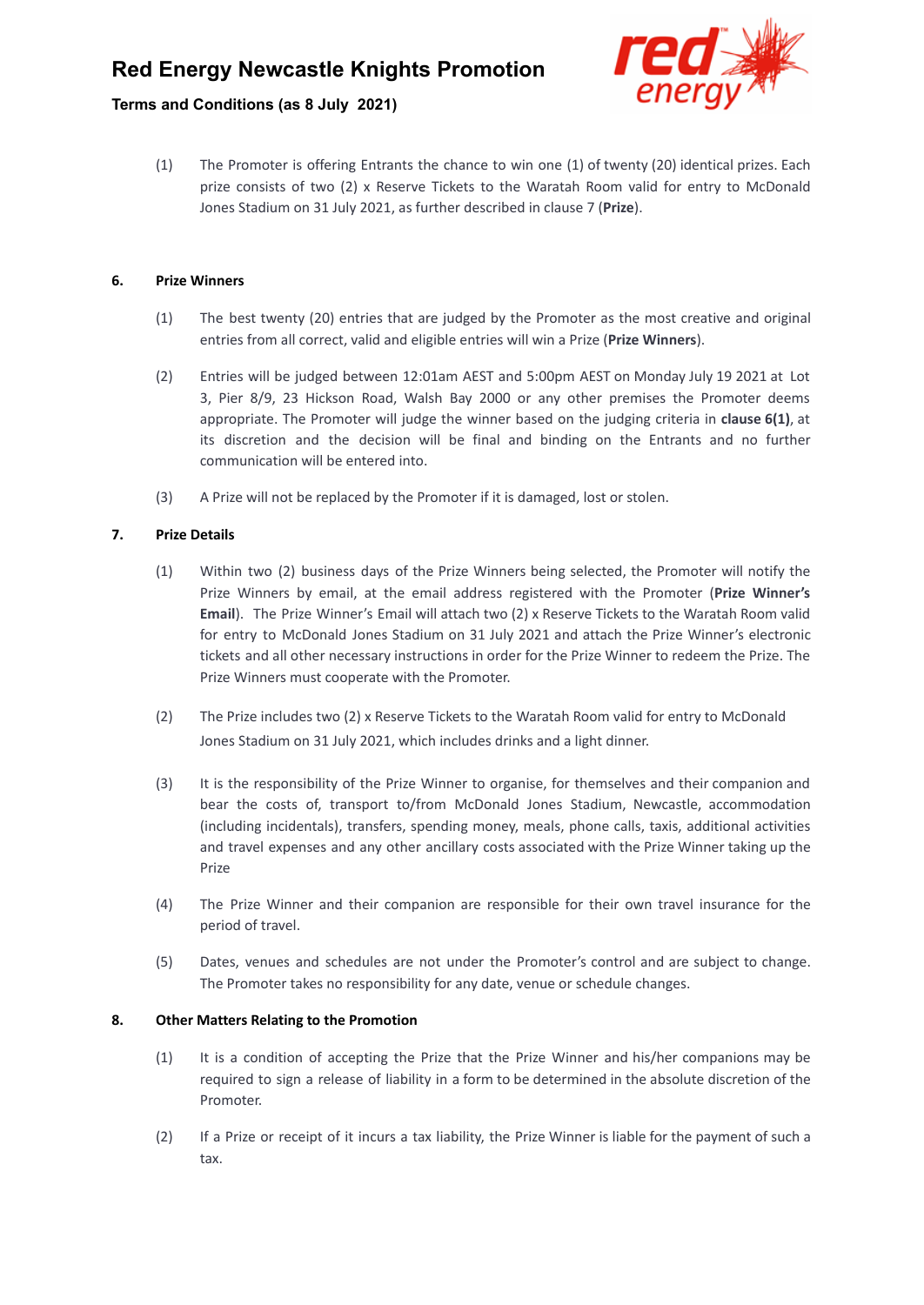(1) The Promoter is offering Entrants the chance to win one (1) of twenty (20) identical prizes. Each prize consists of two (2) x Reserve Tickets to the Waratah Room valid for entry to McDonald Jones Stadium on 31 July 2021, as further described in clause 7 (**Prize**).

## 6. Prize Winners

(1) The best twenty (20) entries that are judged by the Promoter as the most creative and original entries from all correct, valid and eligible entries will win a Prize (**Prize Winners**).

(2) Entries will be judged between 12:01am AEST and 5:00pm AEST on Monday July 19 2021 at Lot 3, Pier 8/9, 23 Hickson Road, Walsh Bay 2000 or any other premises the Promoter deems appropriate. The Promoter will judge the winner based on the judging criteria in **clause 6(1)**, at its discretion and the decision will be final and binding on the Entrants and no further communication will be entered into.

(3) A Prize will not be replaced by the Promoter if it is damaged, lost or stolen.

## 7. Prize Details

(1) Within two (2) business days of the Prize Winners being selected, the Promoter will notify the Prize Winners by email, at the email address registered with the Promoter (**Prize Winner's Email**). The Prize Winner's Email will attach two (2) x Reserve Tickets to the Waratah Room valid for entry to McDonald Jones Stadium on 31 July 2021 and attach the Prize Winner's electronic tickets and all other necessary instructions in order for the Prize Winner to redeem the Prize. The Prize Winners must cooperate with the Promoter.

(2) The Prize includes two (2) x Reserve Tickets to the Waratah Room valid for entry to McDonald Jones Stadium on 31 July 2021, which includes drinks and a light dinner.

(3) It is the responsibility of the Prize Winner to organise, for themselves and their companion and bear the costs of, transport to/from McDonald Jones Stadium, Newcastle, accommodation (including incidentals), transfers, spending money, meals, phone calls, taxis, additional activities and travel expenses and any other ancillary costs associated with the Prize Winner taking up the Prize

(4) The Prize Winner and their companion are responsible for their own travel insurance for the period of travel.

(5) Dates, venues and schedules are not under the Promoter's control and are subject to change. The Promoter takes no responsibility for any date, venue or schedule changes.

## 8. Other Matters Relating to the Promotion

(1) It is a condition of accepting the Prize that the Prize Winner and his/her companions may be required to sign a release of liability in a form to be determined in the absolute discretion of the Promoter.

(2) If a Prize or receipt of it incurs a tax liability, the Prize Winner is liable for the payment of such a tax.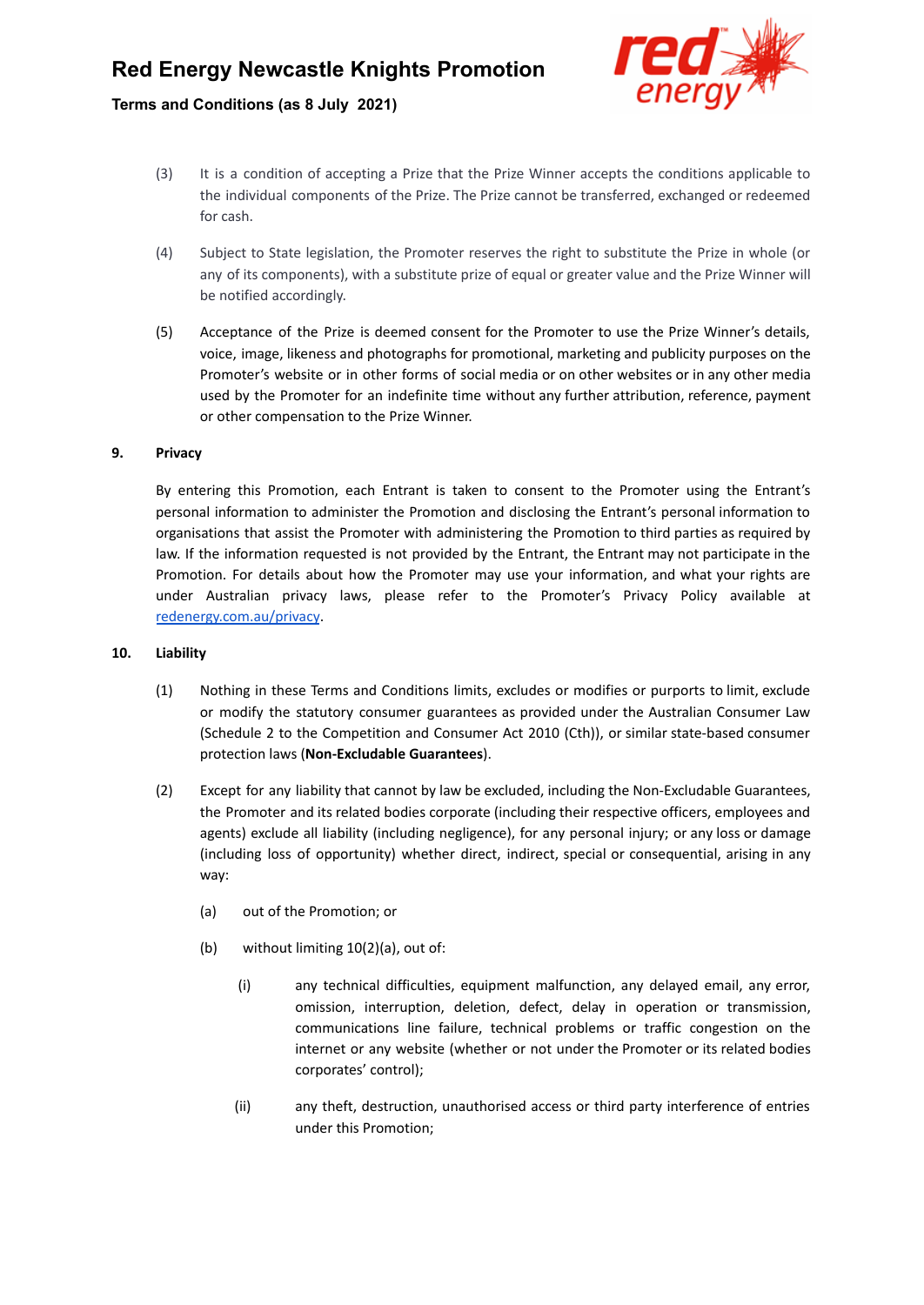(3) It is a condition of accepting a Prize that the Prize Winner accepts the conditions applicable to the individual components of the Prize. The Prize cannot be transferred, exchanged or redeemed for cash.

(4) Subject to State legislation, the Promoter reserves the right to substitute the Prize in whole (or any of its components), with a substitute prize of equal or greater value and the Prize Winner will be notified accordingly.

(5) Acceptance of the Prize is deemed consent for the Promoter to use the Prize Winner's details, voice, image, likeness and photographs for promotional, marketing and publicity purposes on the Promoter's website or in other forms of social media or on other websites or in any other media used by the Promoter for an indefinite time without any further attribution, reference, payment or other compensation to the Prize Winner.

## 9. Privacy

By entering this Promotion, each Entrant is taken to consent to the Promoter using the Entrant's personal information to administer the Promotion and disclosing the Entrant's personal information to organisations that assist the Promoter with administering the Promotion to third parties as required by law. If the information requested is not provided by the Entrant, the Entrant may not participate in the Promotion. For details about how the Promoter may use your information, and what your rights are under Australian privacy laws, please refer to the Promoter's Privacy Policy available at [redenergy.com.au/privacy](redenergy.com.au/privacy).

## 10. Liability

(1) Nothing in these Terms and Conditions limits, excludes or modifies or purports to limit, exclude or modify the statutory consumer guarantees as provided under the Australian Consumer Law (Schedule 2 to the Competition and Consumer Act 2010 (Cth)), or similar state-based consumer protection laws (**Non-Excludable Guarantees**).

(2) Except for any liability that cannot by law be excluded, including the Non-Excludable Guarantees, the Promoter and its related bodies corporate (including their respective officers, employees and agents) exclude all liability (including negligence), for any personal injury; or any loss or damage (including loss of opportunity) whether direct, indirect, special or consequential, arising in any way:

(a) out of the Promotion; or

(b) without limiting 10(2)(a), out of:

(i) any technical difficulties, equipment malfunction, any delayed email, any error, omission, interruption, deletion, defect, delay in operation or transmission, communications line failure, technical problems or traffic congestion on the internet or any website (whether or not under the Promoter or its related bodies corporates' control);

(ii) any theft, destruction, unauthorised access or third party interference of entries under this Promotion;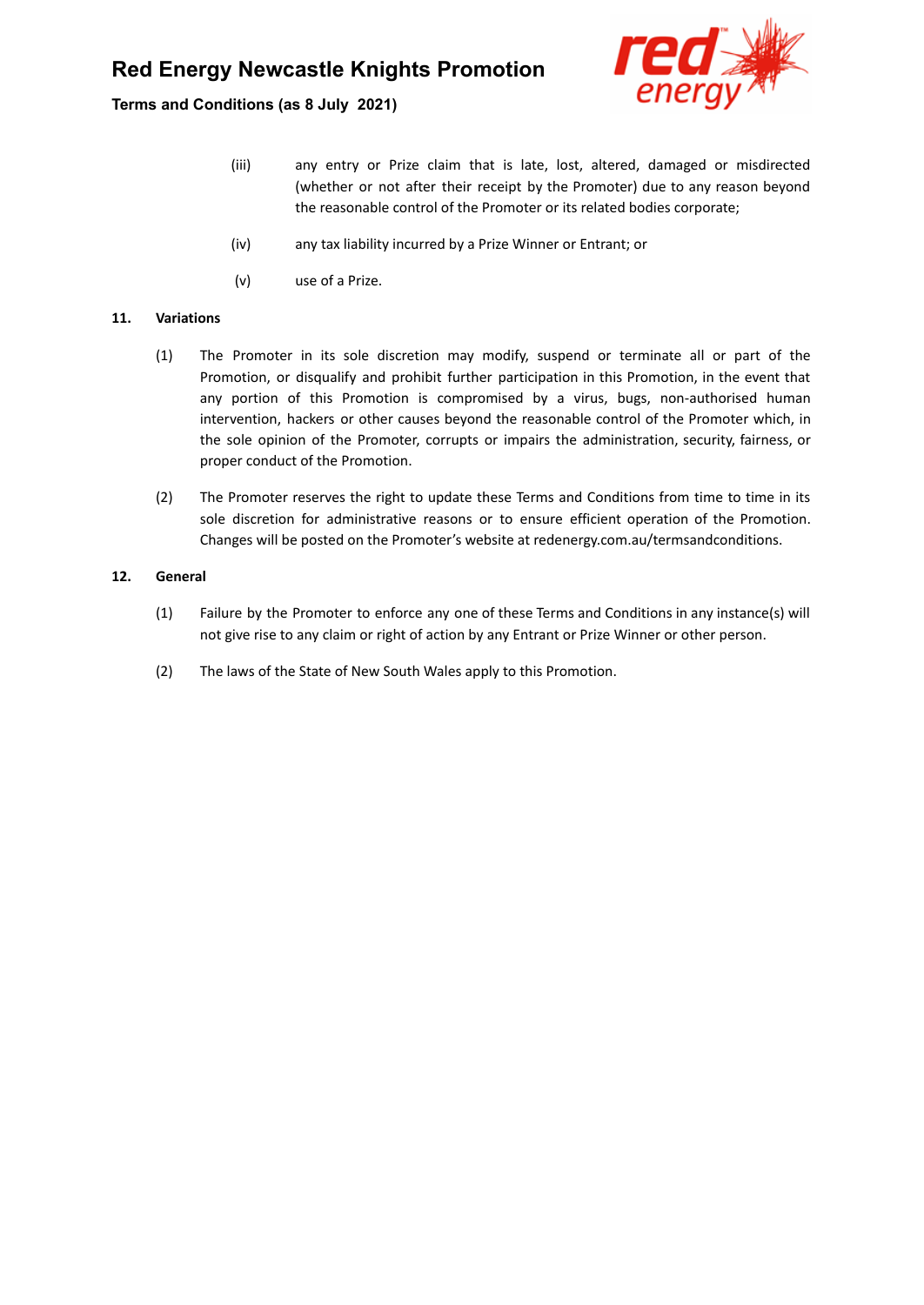(iii) any entry or Prize claim that is late, lost, altered, damaged or misdirected (whether or not after their receipt by the Promoter) due to any reason beyond the reasonable control of the Promoter or its related bodies corporate;

(iv) any tax liability incurred by a Prize Winner or Entrant; or

(v) use of a Prize.

**11. Variations**

(1) The Promoter in its sole discretion may modify, suspend or terminate all or part of the Promotion, or disqualify and prohibit further participation in this Promotion, in the event that any portion of this Promotion is compromised by a virus, bugs, non-authorised human intervention, hackers or other causes beyond the reasonable control of the Promoter which, in the sole opinion of the Promoter, corrupts or impairs the administration, security, fairness, or proper conduct of the Promotion.

(2) The Promoter reserves the right to update these Terms and Conditions from time to time in its sole discretion for administrative reasons or to ensure efficient operation of the Promotion. Changes will be posted on the Promoter's website at redenergy.com.au/termsandconditions.

**12. General**

(1) Failure by the Promoter to enforce any one of these Terms and Conditions in any instance(s) will not give rise to any claim or right of action by any Entrant or Prize Winner or other person.

(2) The laws of the State of New South Wales apply to this Promotion.